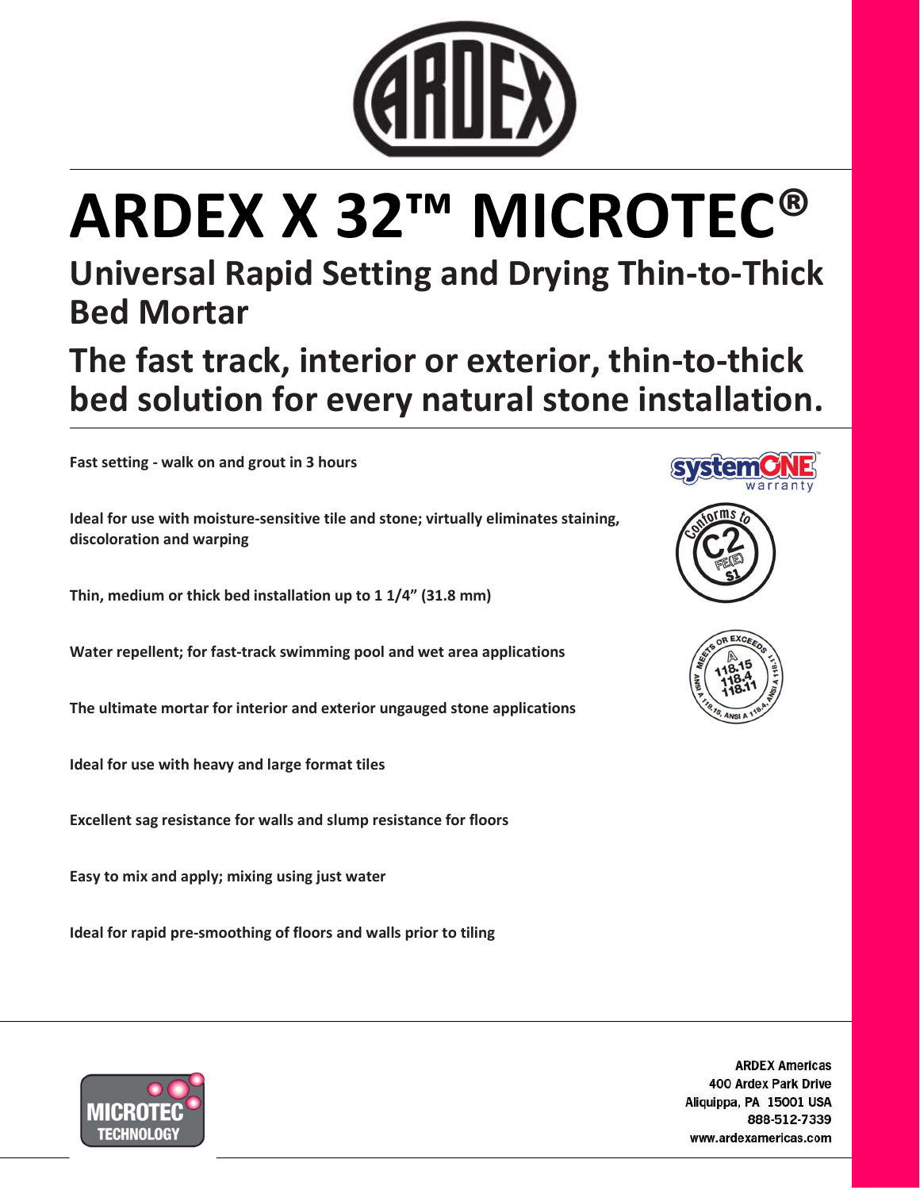# ARDEX X 32™ MICROTEC®

## Universal Rapid Setting and Drying Thin-to-Thick Bed Mortar

## The fast track, interior or exterior, thin-to-thick bed solution for every natural stone installation.

**Fast setting - walk on and grout in 3 hours**

**Ideal for use with moisture-sensitive tile and stone; virtually eliminates staining, discoloration and warping**

**Thin, medium or thick bed installation up to 1 1/4" (31.8 mm)**

**Water repellent; for fast-track swimming pool and wet area applications**

**The ultimate mortar for interior and exterior ungauged stone applications**

**Ideal for use with heavy and large format tiles**

**Excellent sag resistance for walls and slump resistance for floors**

**Easy to mix and apply; mixing using just water**

**Ideal for rapid pre-smoothing of floors and walls prior to tiling**

ARDEX Americas
400 Ardex Park Drive
Aliquippa, PA 15001 USA
888-512-7339
www.ardexamericas.com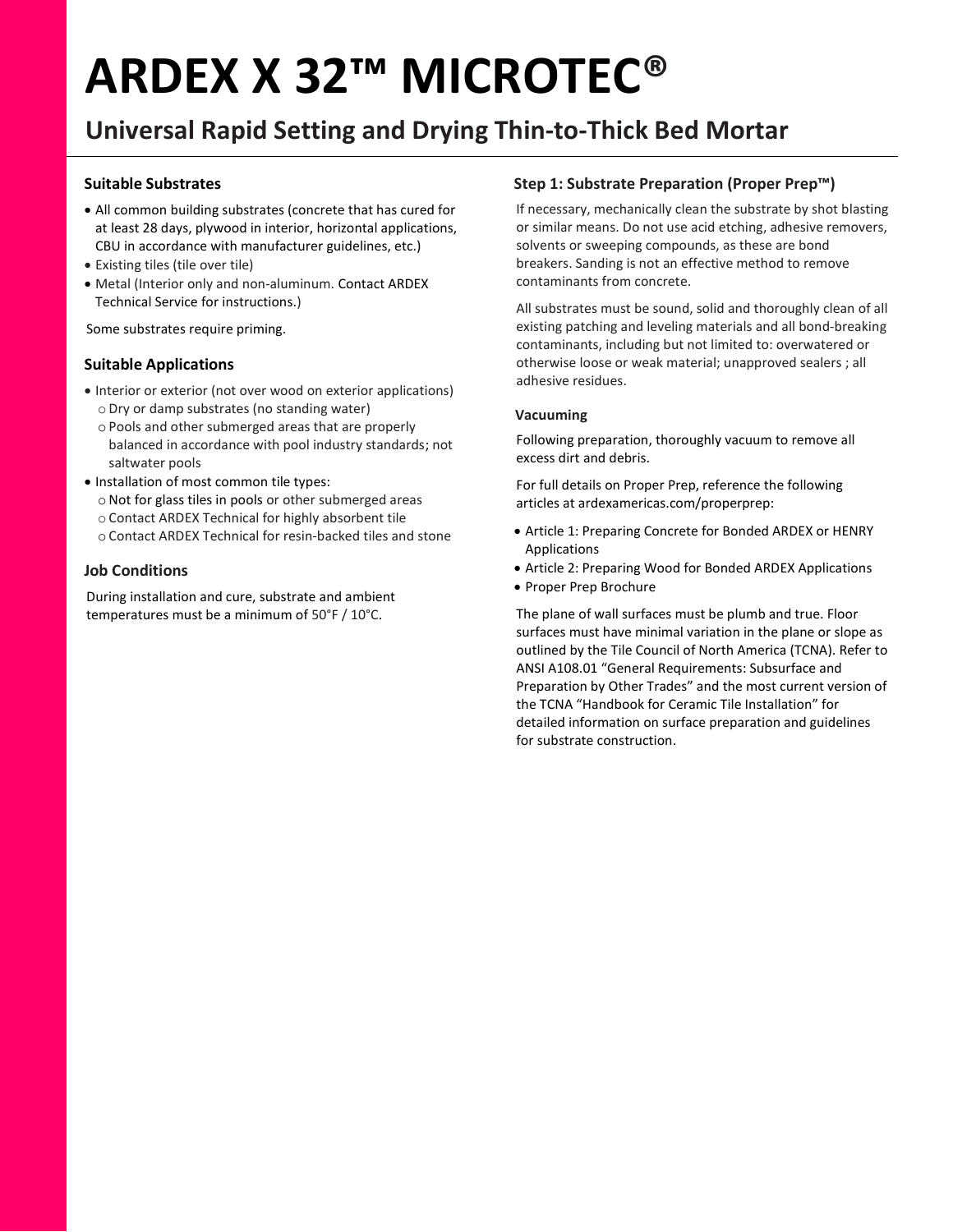# ARDEX X 32™ MICROTEC®

## Universal Rapid Setting and Drying Thin-to-Thick Bed Mortar

### Suitable Substrates

- All common building substrates (concrete that has cured for at least 28 days, plywood in interior, horizontal applications, CBU in accordance with manufacturer guidelines, etc.)
- Existing tiles (tile over tile)
- Metal (Interior only and non-aluminum. Contact ARDEX Technical Service for instructions.)

Some substrates require priming.

### Suitable Applications

- Interior or exterior (not over wood on exterior applications)
  - Dry or damp substrates (no standing water)
  - Pools and other submerged areas that are properly balanced in accordance with pool industry standards; not saltwater pools
- Installation of most common tile types:
  - Not for glass tiles in pools or other submerged areas
  - Contact ARDEX Technical for highly absorbent tile
  - Contact ARDEX Technical for resin-backed tiles and stone

### Job Conditions

During installation and cure, substrate and ambient temperatures must be a minimum of 50°F / 10°C.

### Step 1: Substrate Preparation (Proper Prep™)

If necessary, mechanically clean the substrate by shot blasting or similar means. Do not use acid etching, adhesive removers, solvents or sweeping compounds, as these are bond breakers. Sanding is not an effective method to remove contaminants from concrete.

All substrates must be sound, solid and thoroughly clean of all existing patching and leveling materials and all bond-breaking contaminants, including but not limited to: overwatered or otherwise loose or weak material; unapproved sealers ; all adhesive residues.

#### Vacuuming

Following preparation, thoroughly vacuum to remove all excess dirt and debris.

For full details on Proper Prep, reference the following articles at ardexamericas.com/properprep:

- Article 1: Preparing Concrete for Bonded ARDEX or HENRY Applications
- Article 2: Preparing Wood for Bonded ARDEX Applications
- Proper Prep Brochure

The plane of wall surfaces must be plumb and true. Floor surfaces must have minimal variation in the plane or slope as outlined by the Tile Council of North America (TCNA). Refer to ANSI A108.01 "General Requirements: Subsurface and Preparation by Other Trades" and the most current version of the TCNA "Handbook for Ceramic Tile Installation" for detailed information on surface preparation and guidelines for substrate construction.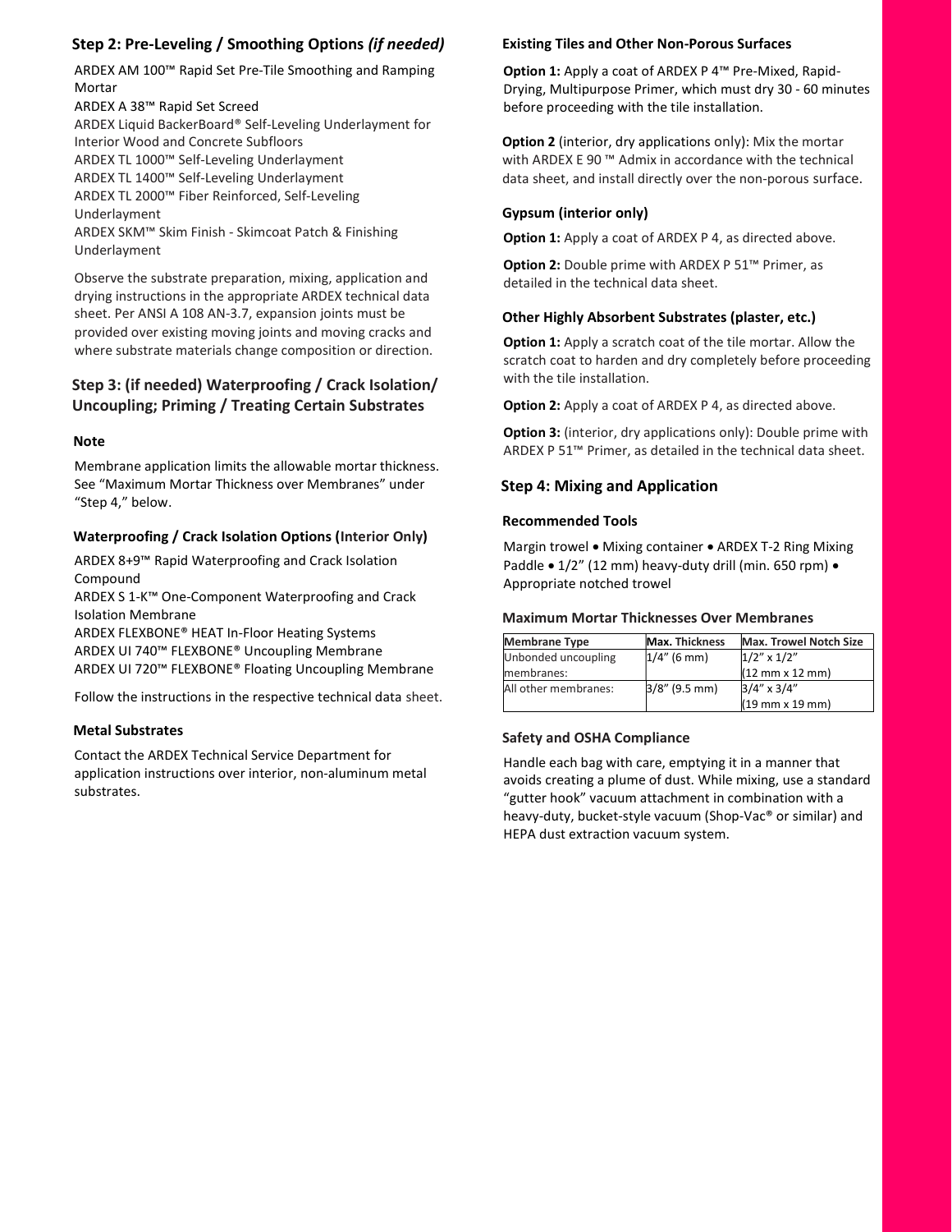## Step 2: Pre-Leveling / Smoothing Options *(if needed)*

ARDEX AM 100™ Rapid Set Pre-Tile Smoothing and Ramping Mortar
ARDEX A 38™ Rapid Set Screed
ARDEX Liquid BackerBoard® Self-Leveling Underlayment for Interior Wood and Concrete Subfloors
ARDEX TL 1000™ Self-Leveling Underlayment
ARDEX TL 1400™ Self-Leveling Underlayment
ARDEX TL 2000™ Fiber Reinforced, Self-Leveling Underlayment
ARDEX SKM™ Skim Finish - Skimcoat Patch & Finishing Underlayment

Observe the substrate preparation, mixing, application and drying instructions in the appropriate ARDEX technical data sheet. Per ANSI A 108 AN-3.7, expansion joints must be provided over existing moving joints and moving cracks and where substrate materials change composition or direction.

## Step 3: (if needed) Waterproofing / Crack Isolation/ Uncoupling; Priming / Treating Certain Substrates

### Note

Membrane application limits the allowable mortar thickness. See "Maximum Mortar Thickness over Membranes" under "Step 4," below.

### Waterproofing / Crack Isolation Options (Interior Only)

ARDEX 8+9™ Rapid Waterproofing and Crack Isolation Compound
ARDEX S 1-K™ One-Component Waterproofing and Crack Isolation Membrane
ARDEX FLEXBONE® HEAT In-Floor Heating Systems
ARDEX UI 740™ FLEXBONE® Uncoupling Membrane
ARDEX UI 720™ FLEXBONE® Floating Uncoupling Membrane

Follow the instructions in the respective technical data sheet.

### Metal Substrates

Contact the ARDEX Technical Service Department for application instructions over interior, non-aluminum metal substrates.

### Existing Tiles and Other Non-Porous Surfaces

**Option 1:** Apply a coat of ARDEX P 4™ Pre-Mixed, Rapid-Drying, Multipurpose Primer, which must dry 30 - 60 minutes before proceeding with the tile installation.

**Option 2** (interior, dry applications only): Mix the mortar with ARDEX E 90 ™ Admix in accordance with the technical data sheet, and install directly over the non-porous surface.

### Gypsum (interior only)

**Option 1:** Apply a coat of ARDEX P 4, as directed above.

**Option 2:** Double prime with ARDEX P 51™ Primer, as detailed in the technical data sheet.

### Other Highly Absorbent Substrates (plaster, etc.)

**Option 1:** Apply a scratch coat of the tile mortar. Allow the scratch coat to harden and dry completely before proceeding with the tile installation.

**Option 2:** Apply a coat of ARDEX P 4, as directed above.

**Option 3:** (interior, dry applications only): Double prime with ARDEX P 51™ Primer, as detailed in the technical data sheet.

## Step 4: Mixing and Application

### Recommended Tools

Margin trowel • Mixing container • ARDEX T-2 Ring Mixing Paddle • 1/2" (12 mm) heavy-duty drill (min. 650 rpm) • Appropriate notched trowel

### Maximum Mortar Thicknesses Over Membranes

| Membrane Type | Max. Thickness | Max. Trowel Notch Size |
|---|---|---|
| Unbonded uncoupling membranes: | 1/4" (6 mm) | 1/2" x 1/2" (12 mm x 12 mm) |
| All other membranes: | 3/8" (9.5 mm) | 3/4" x 3/4" (19 mm x 19 mm) |

### Safety and OSHA Compliance

Handle each bag with care, emptying it in a manner that avoids creating a plume of dust. While mixing, use a standard "gutter hook" vacuum attachment in combination with a heavy-duty, bucket-style vacuum (Shop-Vac® or similar) and HEPA dust extraction vacuum system.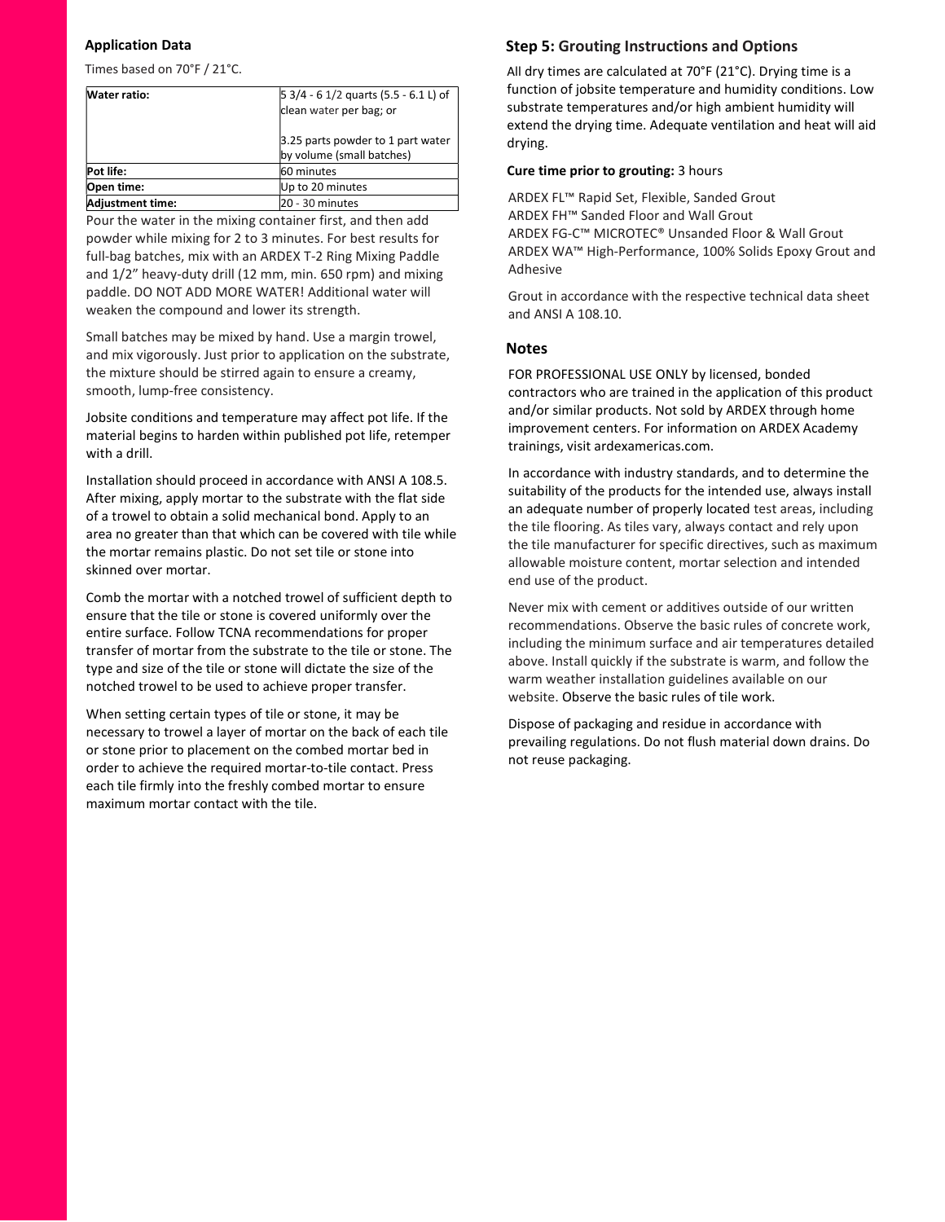### Application Data

Times based on 70°F / 21°C.

| | |
|---|---|
| **Water ratio:** | 5 3/4 - 6 1/2 quarts (5.5 - 6.1 L) of clean water per bag; or<br><br>3.25 parts powder to 1 part water by volume (small batches) |
| **Pot life:** | 60 minutes |
| **Open time:** | Up to 20 minutes |
| **Adjustment time:** | 20 - 30 minutes |

Pour the water in the mixing container first, and then add powder while mixing for 2 to 3 minutes. For best results for full-bag batches, mix with an ARDEX T-2 Ring Mixing Paddle and 1/2" heavy-duty drill (12 mm, min. 650 rpm) and mixing paddle. DO NOT ADD MORE WATER! Additional water will weaken the compound and lower its strength.

Small batches may be mixed by hand. Use a margin trowel, and mix vigorously. Just prior to application on the substrate, the mixture should be stirred again to ensure a creamy, smooth, lump-free consistency.

Jobsite conditions and temperature may affect pot life. If the material begins to harden within published pot life, retemper with a drill.

Installation should proceed in accordance with ANSI A 108.5. After mixing, apply mortar to the substrate with the flat side of a trowel to obtain a solid mechanical bond. Apply to an area no greater than that which can be covered with tile while the mortar remains plastic. Do not set tile or stone into skinned over mortar.

Comb the mortar with a notched trowel of sufficient depth to ensure that the tile or stone is covered uniformly over the entire surface. Follow TCNA recommendations for proper transfer of mortar from the substrate to the tile or stone. The type and size of the tile or stone will dictate the size of the notched trowel to be used to achieve proper transfer.

When setting certain types of tile or stone, it may be necessary to trowel a layer of mortar on the back of each tile or stone prior to placement on the combed mortar bed in order to achieve the required mortar-to-tile contact. Press each tile firmly into the freshly combed mortar to ensure maximum mortar contact with the tile.

## Step 5: Grouting Instructions and Options

All dry times are calculated at 70°F (21°C). Drying time is a function of jobsite temperature and humidity conditions. Low substrate temperatures and/or high ambient humidity will extend the drying time. Adequate ventilation and heat will aid drying.

**Cure time prior to grouting:** 3 hours

ARDEX FL™ Rapid Set, Flexible, Sanded Grout
ARDEX FH™ Sanded Floor and Wall Grout
ARDEX FG-C™ MICROTEC® Unsanded Floor & Wall Grout
ARDEX WA™ High-Performance, 100% Solids Epoxy Grout and Adhesive

Grout in accordance with the respective technical data sheet and ANSI A 108.10.

## Notes

FOR PROFESSIONAL USE ONLY by licensed, bonded contractors who are trained in the application of this product and/or similar products. Not sold by ARDEX through home improvement centers. For information on ARDEX Academy trainings, visit ardexamericas.com.

In accordance with industry standards, and to determine the suitability of the products for the intended use, always install an adequate number of properly located test areas, including the tile flooring. As tiles vary, always contact and rely upon the tile manufacturer for specific directives, such as maximum allowable moisture content, mortar selection and intended end use of the product.

Never mix with cement or additives outside of our written recommendations. Observe the basic rules of concrete work, including the minimum surface and air temperatures detailed above. Install quickly if the substrate is warm, and follow the warm weather installation guidelines available on our website. Observe the basic rules of tile work.

Dispose of packaging and residue in accordance with prevailing regulations. Do not flush material down drains. Do not reuse packaging.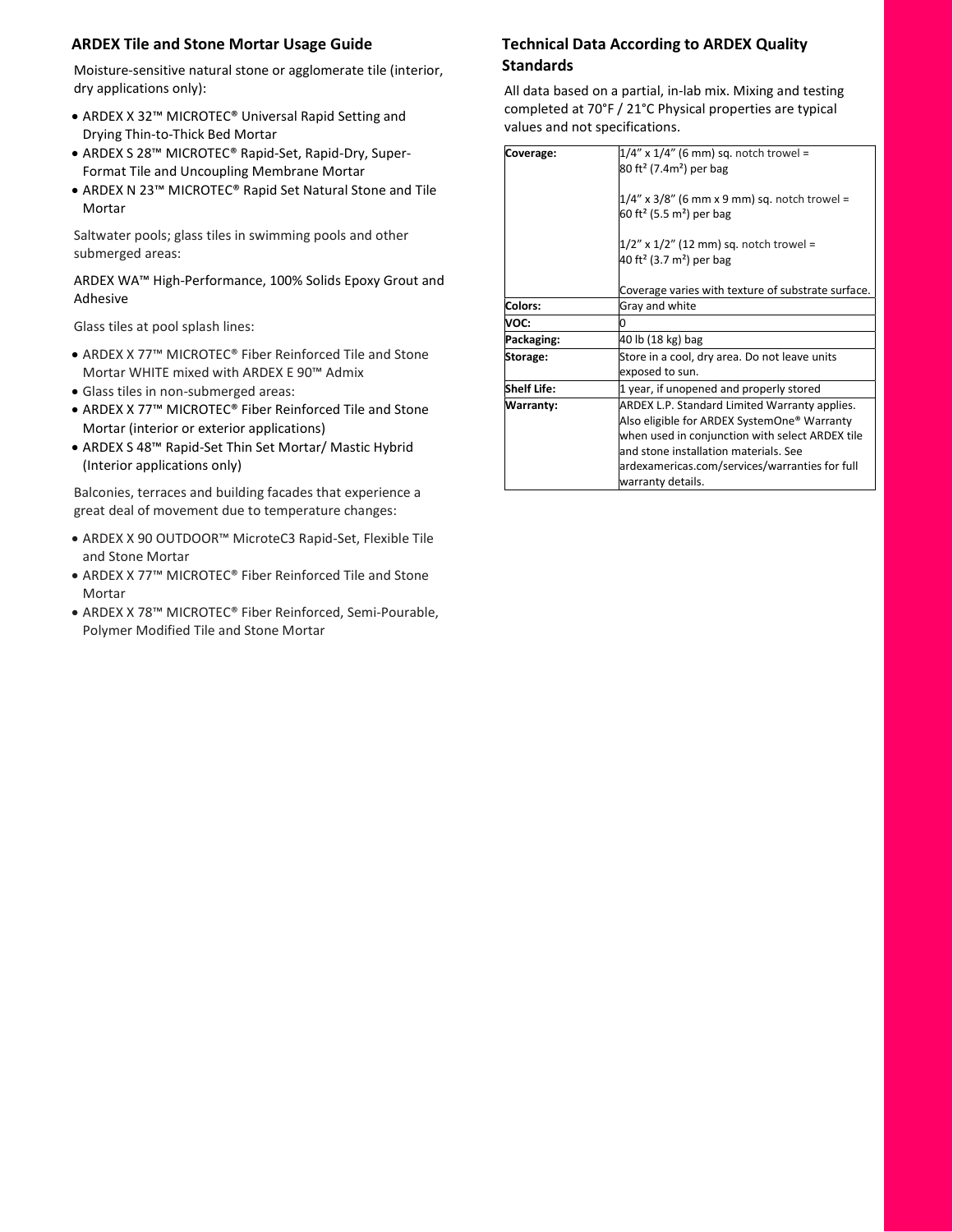## ARDEX Tile and Stone Mortar Usage Guide

Moisture-sensitive natural stone or agglomerate tile (interior, dry applications only):

- ARDEX X 32™ MICROTEC® Universal Rapid Setting and Drying Thin-to-Thick Bed Mortar
- ARDEX S 28™ MICROTEC® Rapid-Set, Rapid-Dry, Super-Format Tile and Uncoupling Membrane Mortar
- ARDEX N 23™ MICROTEC® Rapid Set Natural Stone and Tile Mortar

Saltwater pools; glass tiles in swimming pools and other submerged areas:

ARDEX WA™ High-Performance, 100% Solids Epoxy Grout and Adhesive

Glass tiles at pool splash lines:

- ARDEX X 77™ MICROTEC® Fiber Reinforced Tile and Stone Mortar WHITE mixed with ARDEX E 90™ Admix
- Glass tiles in non-submerged areas:
- ARDEX X 77™ MICROTEC® Fiber Reinforced Tile and Stone Mortar (interior or exterior applications)
- ARDEX S 48™ Rapid-Set Thin Set Mortar/ Mastic Hybrid (Interior applications only)

Balconies, terraces and building facades that experience a great deal of movement due to temperature changes:

- ARDEX X 90 OUTDOOR™ MicroteC3 Rapid-Set, Flexible Tile and Stone Mortar
- ARDEX X 77™ MICROTEC® Fiber Reinforced Tile and Stone Mortar
- ARDEX X 78™ MICROTEC® Fiber Reinforced, Semi-Pourable, Polymer Modified Tile and Stone Mortar

## Technical Data According to ARDEX Quality Standards

All data based on a partial, in-lab mix. Mixing and testing completed at 70°F / 21°C Physical properties are typical values and not specifications.

| | |
|---|---|
| **Coverage:** | 1/4" x 1/4" (6 mm) sq. notch trowel = 80 ft² (7.4m²) per bag<br><br>1/4" x 3/8" (6 mm x 9 mm) sq. notch trowel = 60 ft² (5.5 m²) per bag<br><br>1/2" x 1/2" (12 mm) sq. notch trowel = 40 ft² (3.7 m²) per bag<br><br>Coverage varies with texture of substrate surface. |
| **Colors:** | Gray and white |
| **VOC:** | 0 |
| **Packaging:** | 40 lb (18 kg) bag |
| **Storage:** | Store in a cool, dry area. Do not leave units exposed to sun. |
| **Shelf Life:** | 1 year, if unopened and properly stored |
| **Warranty:** | ARDEX L.P. Standard Limited Warranty applies. Also eligible for ARDEX SystemOne® Warranty when used in conjunction with select ARDEX tile and stone installation materials. See ardexamericas.com/services/warranties for full warranty details. |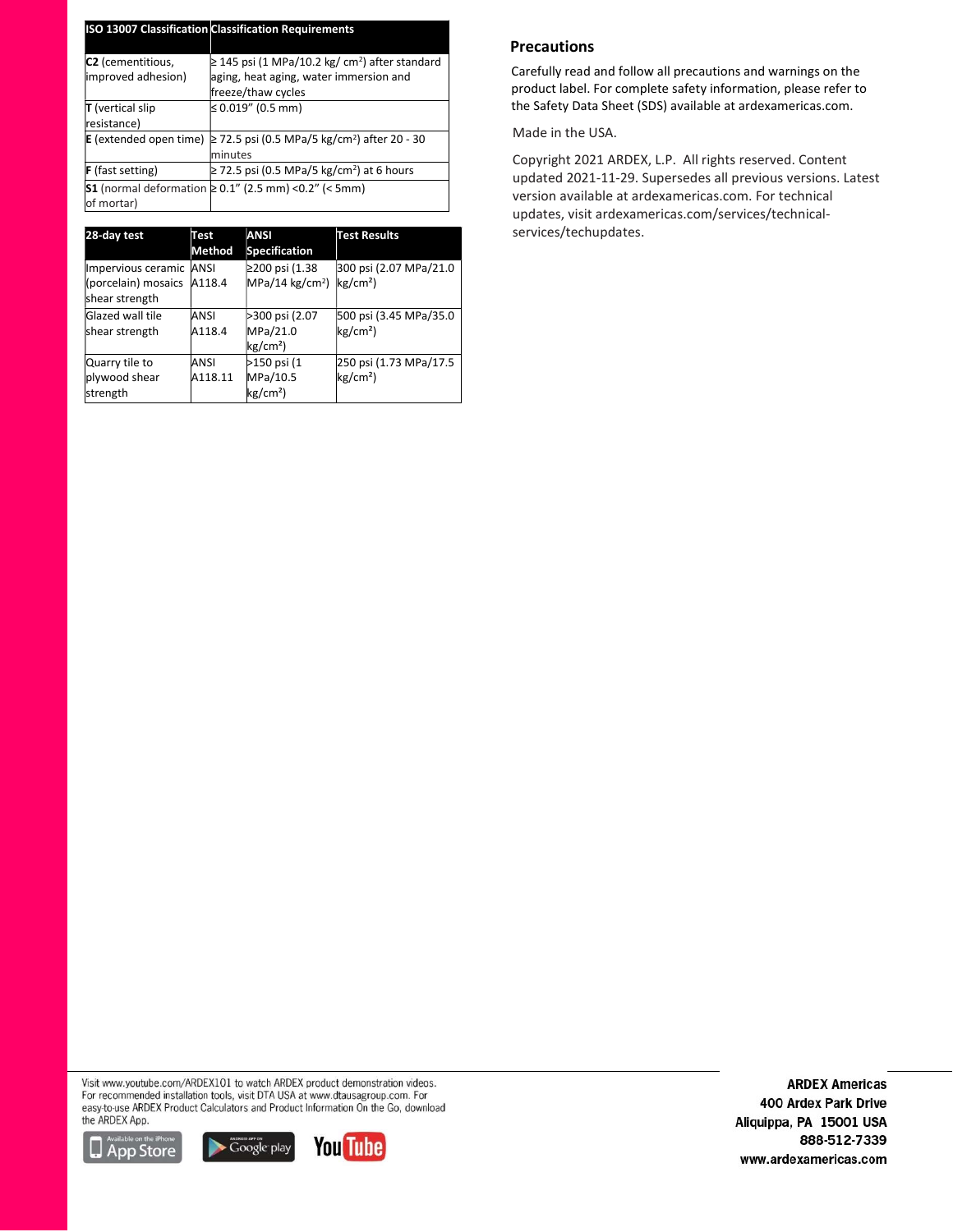| ISO 13007 Classification | Classification Requirements |
|---|---|
| **C2** (cementitious, improved adhesion) | ≥ 145 psi (1 MPa/10.2 kg/ cm²) after standard aging, heat aging, water immersion and freeze/thaw cycles |
| **T** (vertical slip resistance) | ≤ 0.019" (0.5 mm) |
| **E** (extended open time) | ≥ 72.5 psi (0.5 MPa/5 kg/cm²) after 20 - 30 minutes |
| **F** (fast setting) | ≥ 72.5 psi (0.5 MPa/5 kg/cm²) at 6 hours |
| **S1** (normal deformation of mortar) | ≥ 0.1" (2.5 mm) <0.2" (< 5mm) |

| 28-day test | Test Method | ANSI Specification | Test Results |
|---|---|---|---|
| Impervious ceramic (porcelain) mosaics shear strength | ANSI A118.4 | ≥200 psi (1.38 MPa/14 kg/cm²) | 300 psi (2.07 MPa/21.0 kg/cm²) |
| Glazed wall tile shear strength | ANSI A118.4 | >300 psi (2.07 MPa/21.0 kg/cm²) | 500 psi (3.45 MPa/35.0 kg/cm²) |
| Quarry tile to plywood shear strength | ANSI A118.11 | >150 psi (1 MPa/10.5 kg/cm²) | 250 psi (1.73 MPa/17.5 kg/cm²) |

## Precautions

Carefully read and follow all precautions and warnings on the product label. For complete safety information, please refer to the Safety Data Sheet (SDS) available at ardexamericas.com.

Made in the USA.

Copyright 2021 ARDEX, L.P. All rights reserved. Content updated 2021-11-29. Supersedes all previous versions. Latest version available at ardexamericas.com. For technical updates, visit ardexamericas.com/services/technical-services/techupdates.

Visit www.youtube.com/ARDEX101 to watch ARDEX product demonstration videos. For recommended installation tools, visit DTA USA at www.dtausagroup.com. For easy-to-use ARDEX Product Calculators and Product Information On the Go, download the ARDEX App.

**ARDEX Americas**
**400 Ardex Park Drive**
**Aliquippa, PA 15001 USA**
**888-512-7339**
**www.ardexamericas.com**